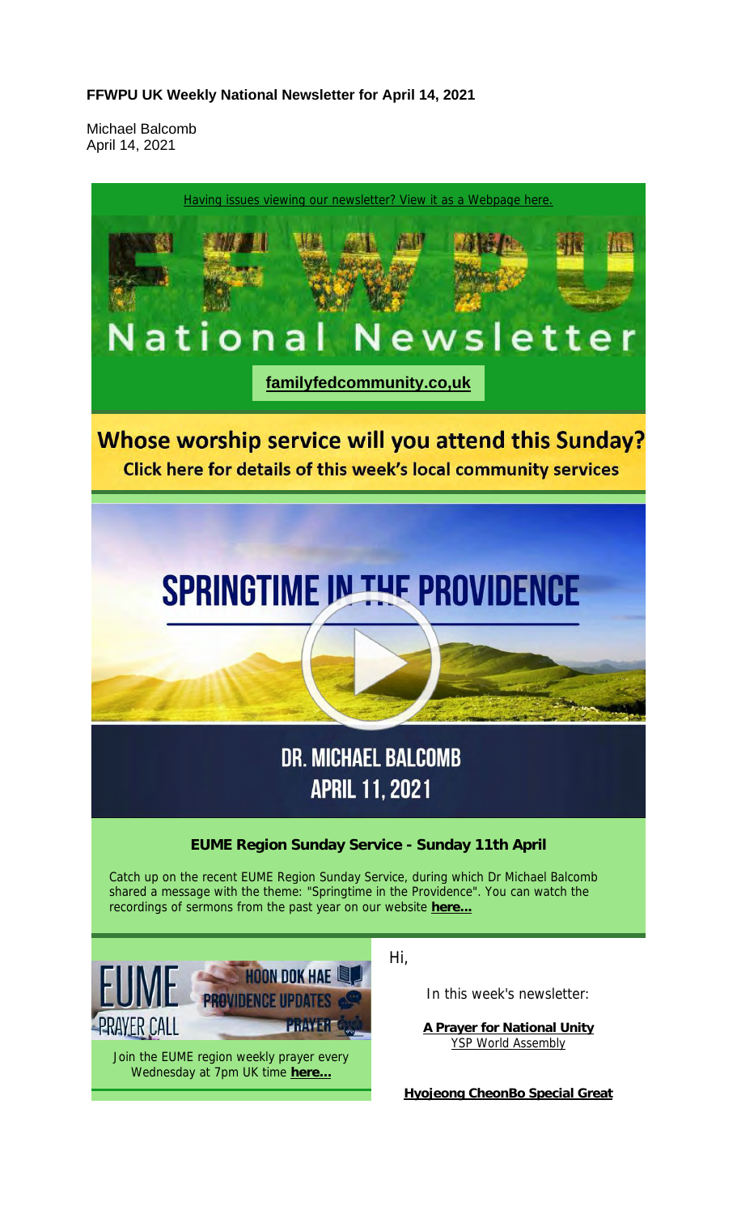**FFWPU UK Weekly National Newsletter for April 14, 2021**

Michael Balcomb
April 14, 2021

Having issues viewing our newsletter? View it as a Webpage here.

# FFWPU National Newsletter

**familyfedcommunity.co,uk**

## Whose worship service will you attend this Sunday?

**Click here for details of this week's local community services**

## SPRINGTIME IN THE PROVIDENCE

### DR. MICHAEL BALCOMB
### APRIL 11, 2021

**EUME Region Sunday Service - Sunday 11th April**

Catch up on the recent EUME Region Sunday Service, during which Dr Michael Balcomb shared a message with the theme: "Springtime in the Providence". You can watch the recordings of sermons from the past year on our website **here...**

EUME PRAYER CALL – HOON DOK HAE, PROVIDENCE UPDATES, PRAYER

Join the EUME region weekly prayer every Wednesday at 7pm UK time **here...**

Hi,

In this week's newsletter:

**A Prayer for National Unity**
YSP World Assembly

**Hyojeong CheonBo Special Great**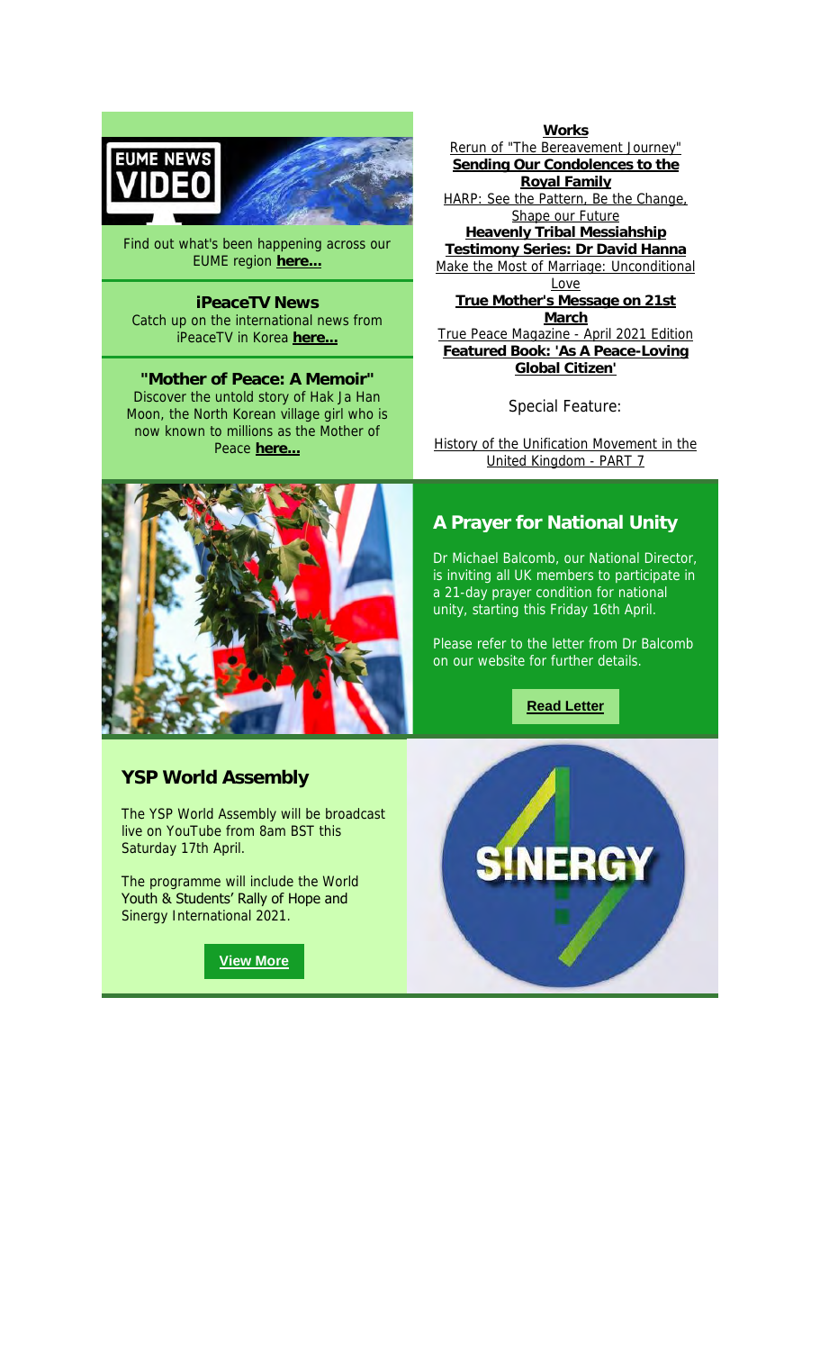Find out what's been happening across our EUME region **here...**

### iPeaceTV News

Catch up on the international news from iPeaceTV in Korea **here...**

### "Mother of Peace: A Memoir"

Discover the untold story of Hak Ja Han Moon, the North Korean village girl who is now known to millions as the Mother of Peace **here...**

**Works**

Rerun of "The Bereavement Journey"

**Sending Our Condolences to the Royal Family**

HARP: See the Pattern, Be the Change, Shape our Future

**Heavenly Tribal Messiahship Testimony Series: Dr David Hanna**

Make the Most of Marriage: Unconditional Love

**True Mother's Message on 21st March**

True Peace Magazine - April 2021 Edition

**Featured Book: 'As A Peace-Loving Global Citizen'**

Special Feature:

History of the Unification Movement in the United Kingdom - PART 7

## A Prayer for National Unity

Dr Michael Balcomb, our National Director, is inviting all UK members to participate in a 21-day prayer condition for national unity, starting this Friday 16th April.

Please refer to the letter from Dr Balcomb on our website for further details.

**Read Letter**

## YSP World Assembly

The YSP World Assembly will be broadcast live on YouTube from 8am BST this Saturday 17th April.

The programme will include the World Youth & Students' Rally of Hope and Sinergy International 2021.

**View More**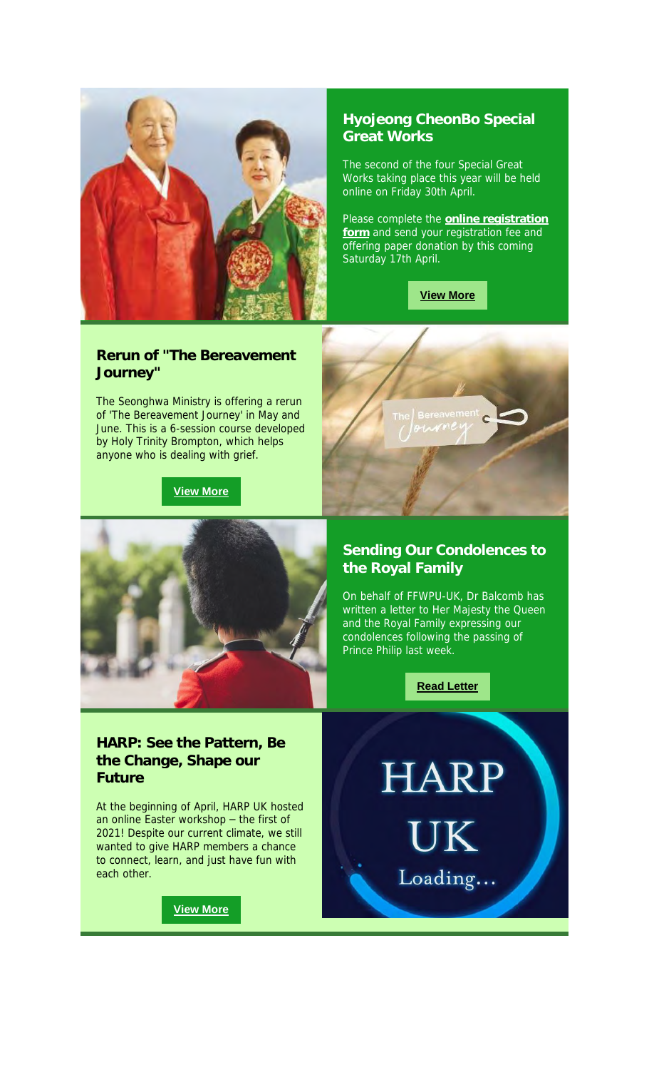## Hyojeong CheonBo Special Great Works

The second of the four Special Great Works taking place this year will be held online on Friday 30th April.

Please complete the **online registration form** and send your registration fee and offering paper donation by this coming Saturday 17th April.

**View More**

## Rerun of "The Bereavement Journey"

The Seonghwa Ministry is offering a rerun of 'The Bereavement Journey' in May and June. This is a 6-session course developed by Holy Trinity Brompton, which helps anyone who is dealing with grief.

**View More**

## Sending Our Condolences to the Royal Family

On behalf of FFWPU-UK, Dr Balcomb has written a letter to Her Majesty the Queen and the Royal Family expressing our condolences following the passing of Prince Philip last week.

**Read Letter**

## HARP: See the Pattern, Be the Change, Shape our Future

At the beginning of April, HARP UK hosted an online Easter workshop – the first of 2021! Despite our current climate, we still wanted to give HARP members a chance to connect, learn, and just have fun with each other.

**View More**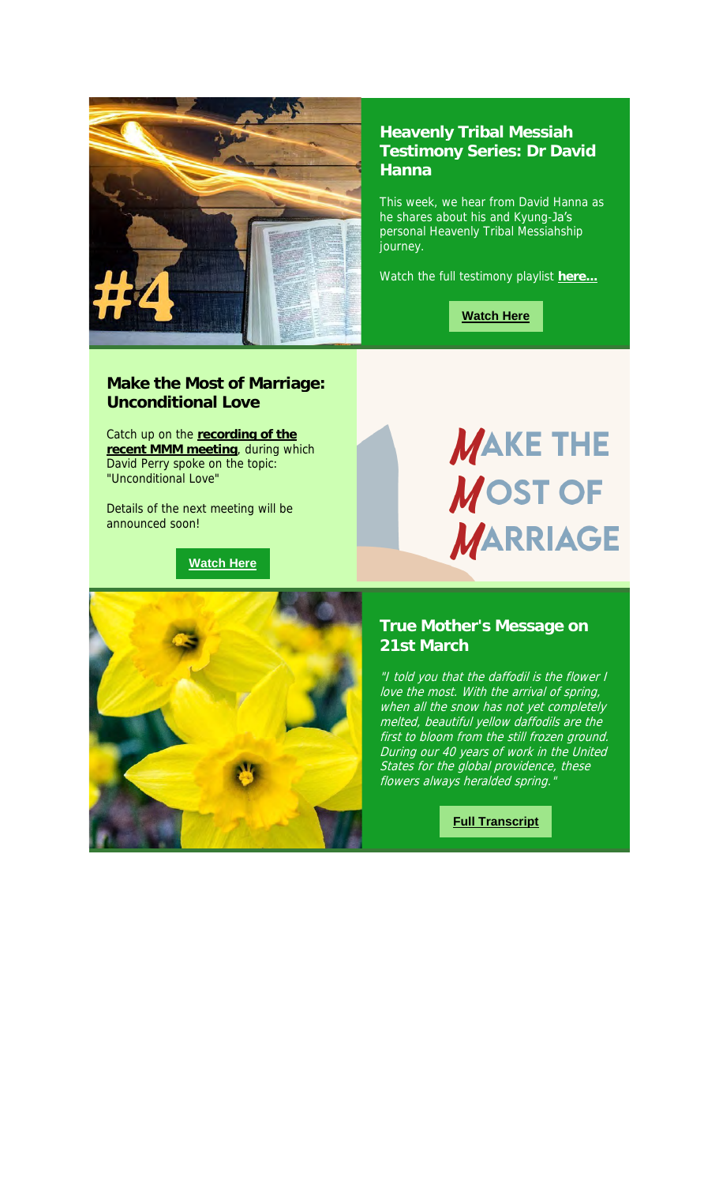## Heavenly Tribal Messiah Testimony Series: Dr David Hanna

This week, we hear from David Hanna as he shares about his and Kyung-Ja's personal Heavenly Tribal Messiahship journey.

Watch the full testimony playlist **here...**

**Watch Here**

## Make the Most of Marriage: Unconditional Love

Catch up on the **recording of the recent MMM meeting**, during which David Perry spoke on the topic: "Unconditional Love"

Details of the next meeting will be announced soon!

**Watch Here**

MAKE THE MOST OF MARRIAGE

## True Mother's Message on 21st March

*"I told you that the daffodil is the flower I love the most. With the arrival of spring, when all the snow has not yet completely melted, beautiful yellow daffodils are the first to bloom from the still frozen ground. During our 40 years of work in the United States for the global providence, these flowers always heralded spring."*

**Full Transcript**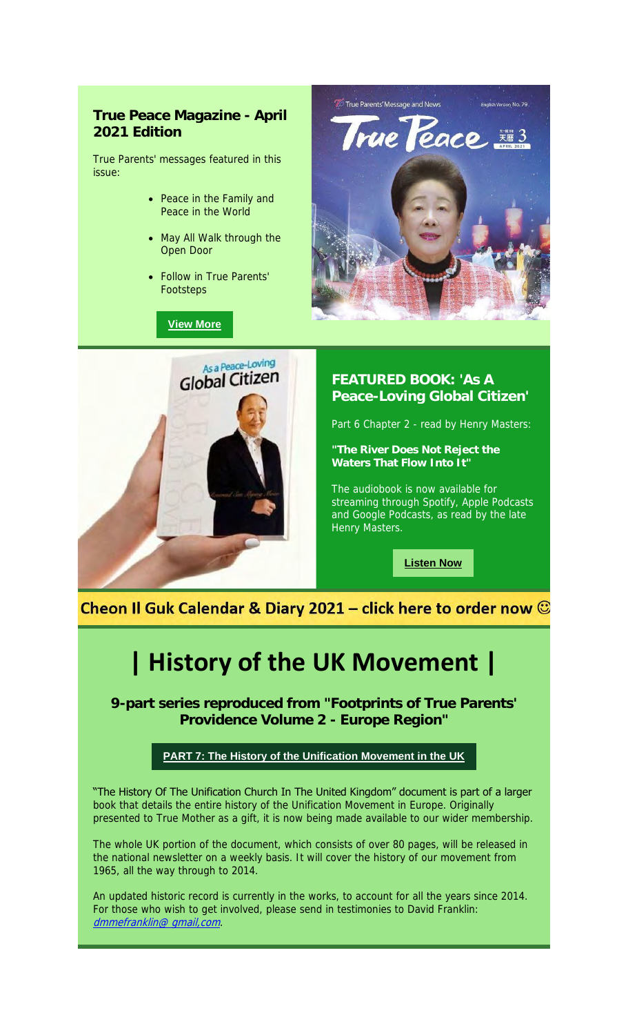## True Peace Magazine - April 2021 Edition

True Parents' messages featured in this issue:

- Peace in the Family and Peace in the World
- May All Walk through the Open Door
- Follow in True Parents' Footsteps

**View More**

## FEATURED BOOK: 'As A Peace-Loving Global Citizen'

Part 6 Chapter 2 - read by Henry Masters:

**"The River Does Not Reject the Waters That Flow Into It"**

The audiobook is now available for streaming through Spotify, Apple Podcasts and Google Podcasts, as read by the late Henry Masters.

**Listen Now**

**Cheon Il Guk Calendar & Diary 2021 – click here to order now ☺**

# | History of the UK Movement |

**9-part series reproduced from "Footprints of True Parents' Providence Volume 2 - Europe Region"**

**PART 7: The History of the Unification Movement in the UK**

"The History Of The Unification Church In The United Kingdom" document is part of a larger book that details the entire history of the Unification Movement in Europe. Originally presented to True Mother as a gift, it is now being made available to our wider membership.

The whole UK portion of the document, which consists of over 80 pages, will be released in the national newsletter on a weekly basis. It will cover the history of our movement from 1965, all the way through to 2014.

An updated historic record is currently in the works, to account for all the years since 2014. For those who wish to get involved, please send in testimonies to David Franklin: *dmmefranklin@ gmail,com*.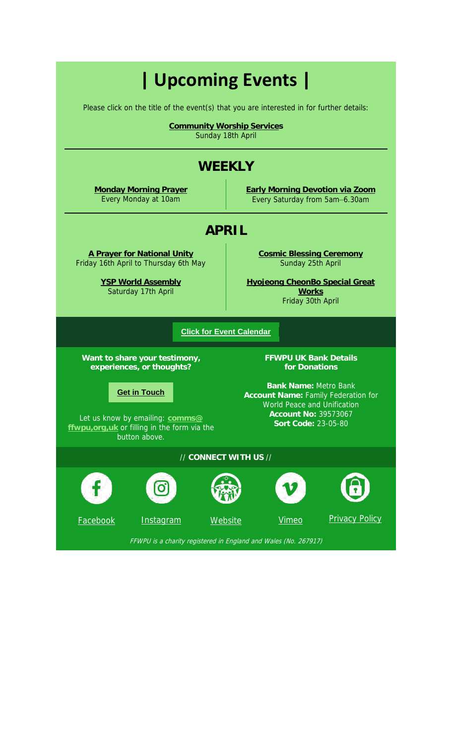# | Upcoming Events |

Please click on the title of the event(s) that you are interested in for further details:

**Community Worship Services**
Sunday 18th April

## WEEKLY

**Monday Morning Prayer**
Every Monday at 10am

**Early Morning Devotion via Zoom**
Every Saturday from 5am–6.30am

## APRIL

**A Prayer for National Unity**
Friday 16th April to Thursday 6th May

**YSP World Assembly**
Saturday 17th April

**Cosmic Blessing Ceremony**
Sunday 25th April

**Hyojeong CheonBo Special Great Works**
Friday 30th April

**Click for Event Calendar**

**Want to share your testimony, experiences, or thoughts?**

**Get in Touch**

Let us know by emailing: **comms@ffwpu,org,uk** or filling in the form via the button above.

**FFWPU UK Bank Details for Donations**

**Bank Name:** Metro Bank
**Account Name:** Family Federation for World Peace and Unification
**Account No:** 39573067
**Sort Code:** 23-05-80

// **CONNECT WITH US** //

Facebook Instagram Website Vimeo Privacy Policy

*FFWPU is a charity registered in England and Wales (No. 267917)*